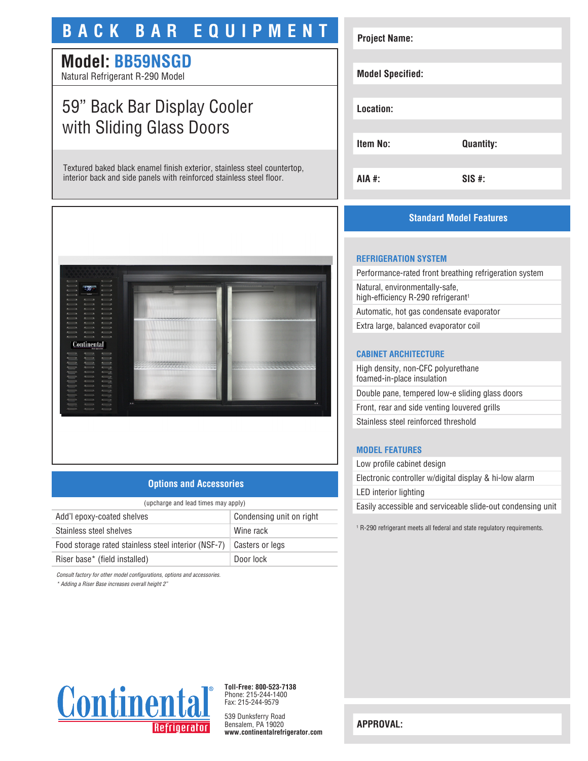# BACK BAR EQUIPMENT

## Model: BB59NSGD

Natural Refrigerant R-290 Model

## 59” Back Bar Display Cooler with Sliding Glass Doors

Textured baked black enamel finish exterior, stainless steel countertop, interior back and side panels with reinforced stainless steel floor.

| | |
|---|---|
| **Project Name:** | |
| **Model Specified:** | |
| **Location:** | |
| **Item No:** | **Quantity:** |
| **AIA #:** | **SIS #:** |

## Options and Accessories

(upcharge and lead times may apply)

| | |
|---|---|
| Add’l epoxy-coated shelves | Condensing unit on right |
| Stainless steel shelves | Wine rack |
| Food storage rated stainless steel interior (NSF-7) | Casters or legs |
| Riser base* (field installed) | Door lock |

*Consult factory for other model configurations, options and accessories.*

*\* Adding a Riser Base increases overall height 2”*

## Standard Model Features

### REFRIGERATION SYSTEM

- Performance-rated front breathing refrigeration system
- Natural, environmentally-safe, high-efficiency R-290 refrigerant[1]
- Automatic, hot gas condensate evaporator
- Extra large, balanced evaporator coil

### CABINET ARCHITECTURE

- High density, non-CFC polyurethane foamed-in-place insulation
- Double pane, tempered low-e sliding glass doors
- Front, rear and side venting louvered grills
- Stainless steel reinforced threshold

### MODEL FEATURES

- Low profile cabinet design
- Electronic controller w/digital display & hi-low alarm
- LED interior lighting
- Easily accessible and serviceable slide-out condensing unit

[1] R-290 refrigerant meets all federal and state regulatory requirements.

Continental® Refrigerator

**Toll-Free: 800-523-7138**
Phone: 215-244-1400
Fax: 215-244-9579

539 Dunksferry Road
Bensalem, PA 19020
**www.continentalrefrigerator.com**

**APPROVAL:**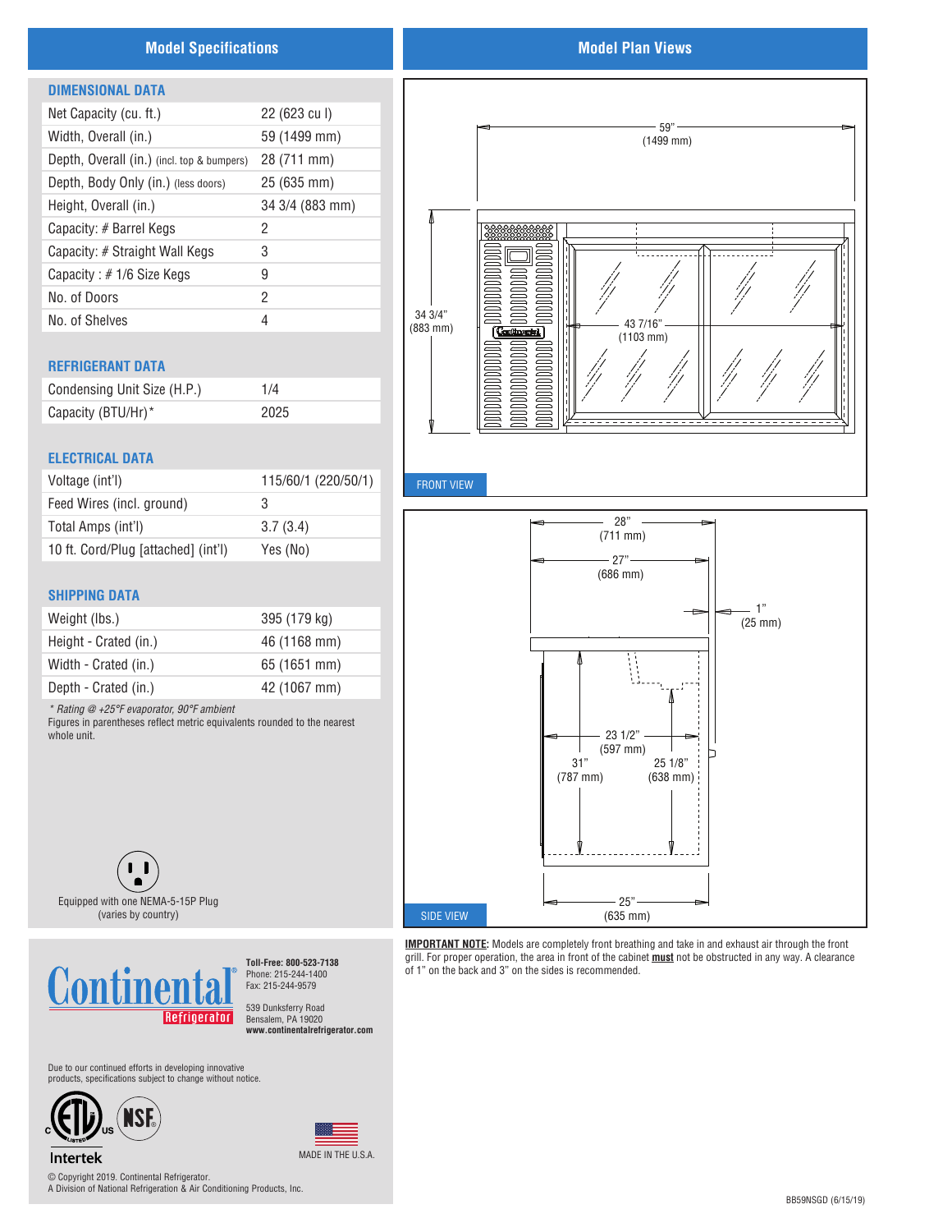## Model Specifications

### DIMENSIONAL DATA

| | |
|---|---|
| Net Capacity (cu. ft.) | 22 (623 cu l) |
| Width, Overall (in.) | 59 (1499 mm) |
| Depth, Overall (in.) (incl. top & bumpers) | 28 (711 mm) |
| Depth, Body Only (in.) (less doors) | 25 (635 mm) |
| Height, Overall (in.) | 34 3/4 (883 mm) |
| Capacity: # Barrel Kegs | 2 |
| Capacity: # Straight Wall Kegs | 3 |
| Capacity : # 1/6 Size Kegs | 9 |
| No. of Doors | 2 |
| No. of Shelves | 4 |

### REFRIGERANT DATA

| | |
|---|---|
| Condensing Unit Size (H.P.) | 1/4 |
| Capacity (BTU/Hr)* | 2025 |

### ELECTRICAL DATA

| | |
|---|---|
| Voltage (int'l) | 115/60/1 (220/50/1) |
| Feed Wires (incl. ground) | 3 |
| Total Amps (int'l) | 3.7 (3.4) |
| 10 ft. Cord/Plug [attached] (int'l) | Yes (No) |

### SHIPPING DATA

| | |
|---|---|
| Weight (lbs.) | 395 (179 kg) |
| Height - Crated (in.) | 46 (1168 mm) |
| Width - Crated (in.) | 65 (1651 mm) |
| Depth - Crated (in.) | 42 (1067 mm) |

*\* Rating @ +25°F evaporator, 90°F ambient*

Figures in parentheses reflect metric equivalents rounded to the nearest whole unit.

Equipped with one NEMA-5-15P Plug (varies by country)

## Model Plan Views

FRONT VIEW

59"
(1499 mm)

34 3/4"
(883 mm)

43 7/16"
(1103 mm)

SIDE VIEW

28"
(711 mm)

27"
(686 mm)

1"
(25 mm)

23 1/2"
(597 mm)

31"
(787 mm)

25 1/8"
(638 mm)

25"
(635 mm)

**IMPORTANT NOTE:** Models are completely front breathing and take in and exhaust air through the front grill. For proper operation, the area in front of the cabinet **must** not be obstructed in any way. A clearance of 1" on the back and 3" on the sides is recommended.

Continental Refrigerator

**Toll-Free: 800-523-7138**
Phone: 215-244-1400
Fax: 215-244-9579

539 Dunksferry Road
Bensalem, PA 19020
**www.continentalrefrigerator.com**

Due to our continued efforts in developing innovative products, specifications subject to change without notice.

Intertek

MADE IN THE U.S.A.

© Copyright 2019. Continental Refrigerator.
A Division of National Refrigeration & Air Conditioning Products, Inc.

BB59NSGD (6/15/19)